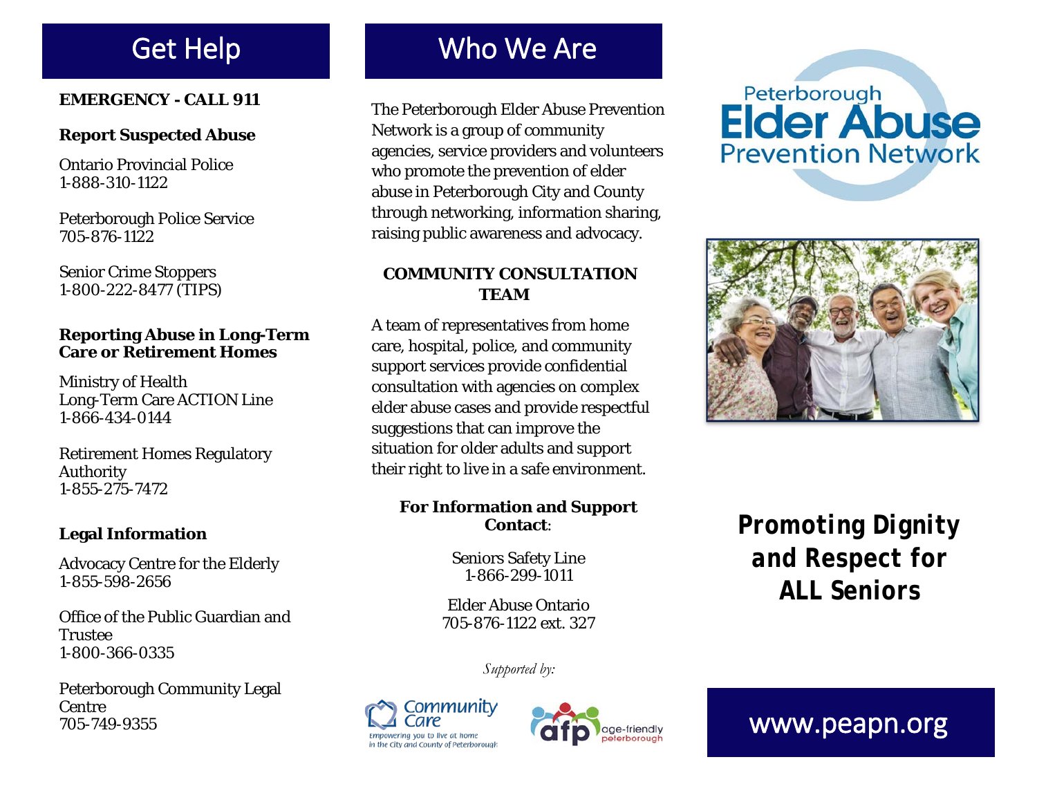## Get Help

**EMERGENCY - CALL 911**

**Report Suspected Abuse**

Ontario Provincial Police
1-888-310-1122

Peterborough Police Service
705-876-1122

Senior Crime Stoppers
1-800-222-8477 (TIPS)

**Reporting Abuse in Long-Term Care or Retirement Homes**

Ministry of Health
Long-Term Care ACTION Line
1-866-434-0144

Retirement Homes Regulatory Authority
1-855-275-7472

**Legal Information**

Advocacy Centre for the Elderly
1-855-598-2656

Office of the Public Guardian and Trustee
1-800-366-0335

Peterborough Community Legal Centre
705-749-9355

## Who We Are

The Peterborough Elder Abuse Prevention Network is a group of community agencies, service providers and volunteers who promote the prevention of elder abuse in Peterborough City and County through networking, information sharing, raising public awareness and advocacy.

**COMMUNITY CONSULTATION TEAM**

A team of representatives from home care, hospital, police, and community support services provide confidential consultation with agencies on complex elder abuse cases and provide respectful suggestions that can improve the situation for older adults and support their right to live in a safe environment.

**For Information and Support Contact**:

Seniors Safety Line
1-866-299-1011

Elder Abuse Ontario
705-876-1122 ext. 327

*Supported by:*

Community Care — Empowering you to live at home in the City and County of Peterborough

afp age-friendly peterborough

# Peterborough Elder Abuse Prevention Network

**Promoting Dignity and Respect for ALL Seniors**

www.peapn.org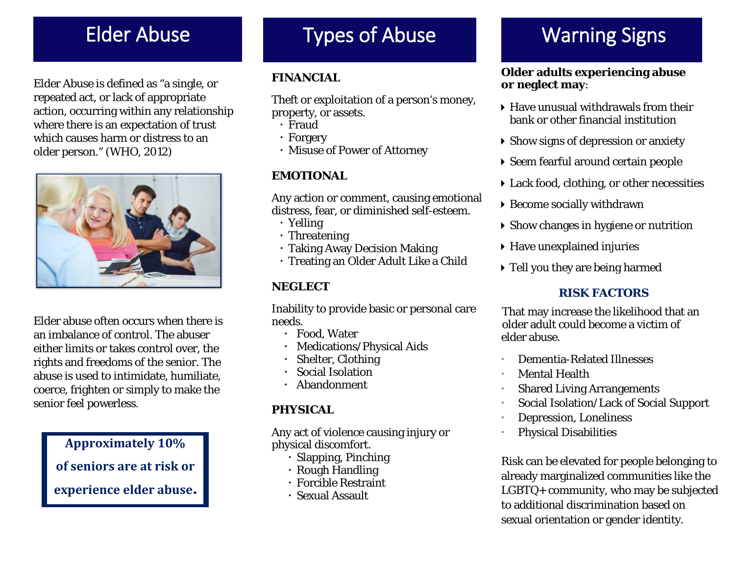# Elder Abuse

Elder Abuse is defined as "a single, or repeated act, or lack of appropriate action, occurring within any relationship where there is an expectation of trust which causes harm or distress to an older person." (WHO, 2012)

Elder abuse often occurs when there is an imbalance of control. The abuser either limits or takes control over, the rights and freedoms of the senior. The abuse is used to intimidate, humiliate, coerce, frighten or simply to make the senior feel powerless.

**Approximately 10% of seniors are at risk or experience elder abuse.**

# Types of Abuse

### FINANCIAL

Theft or exploitation of a person's money, property, or assets.

- Fraud
- Forgery
- Misuse of Power of Attorney

### EMOTIONAL

Any action or comment, causing emotional distress, fear, or diminished self-esteem.

- Yelling
- Threatening
- Taking Away Decision Making
- Treating an Older Adult Like a Child

### NEGLECT

Inability to provide basic or personal care needs.

- Food, Water
- Medications/Physical Aids
- Shelter, Clothing
- Social Isolation
- Abandonment

### PHYSICAL

Any act of violence causing injury or physical discomfort.

- Slapping, Pinching
- Rough Handling
- Forcible Restraint
- Sexual Assault

# Warning Signs

**Older adults experiencing abuse or neglect may**:

- Have unusual withdrawals from their bank or other financial institution
- Show signs of depression or anxiety
- Seem fearful around certain people
- Lack food, clothing, or other necessities
- Become socially withdrawn
- Show changes in hygiene or nutrition
- Have unexplained injuries
- Tell you they are being harmed

### RISK FACTORS

That may increase the likelihood that an older adult could become a victim of elder abuse.

- Dementia-Related Illnesses
- Mental Health
- Shared Living Arrangements
- Social Isolation/Lack of Social Support
- Depression, Loneliness
- Physical Disabilities

Risk can be elevated for people belonging to already marginalized communities like the LGBTQ+ community, who may be subjected to additional discrimination based on sexual orientation or gender identity.